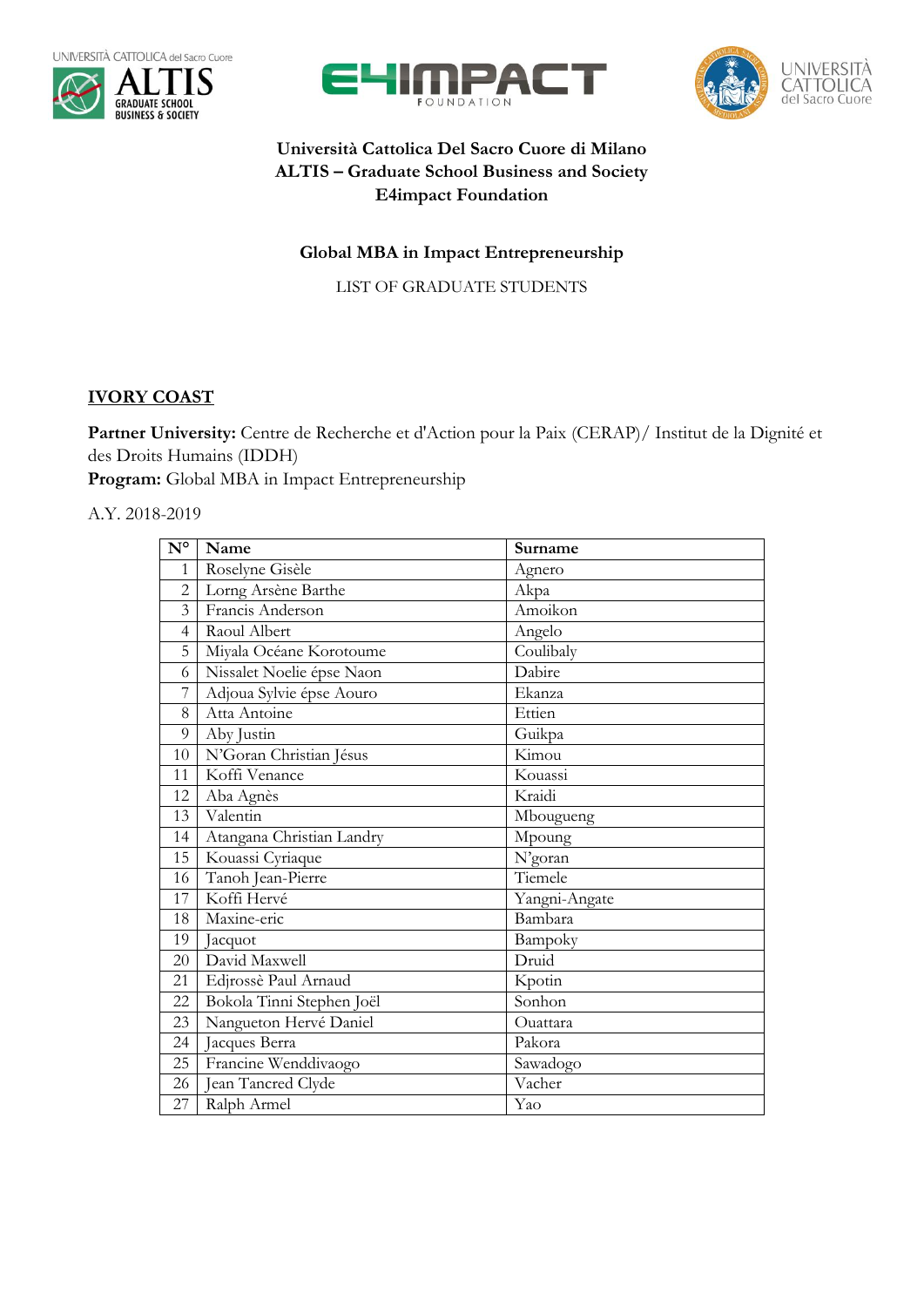**Università Cattolica Del Sacro Cuore di Milano**
**ALTIS – Graduate School Business and Society**
**E4impact Foundation**

**Global MBA in Impact Entrepreneurship**

LIST OF GRADUATE STUDENTS

## IVORY COAST

**Partner University:** Centre de Recherche et d'Action pour la Paix (CERAP)/ Institut de la Dignité et des Droits Humains (IDDH)
**Program:** Global MBA in Impact Entrepreneurship

A.Y. 2018-2019

| N° | Name | Surname |
|---|---|---|
| 1 | Roselyne Gisèle | Agnero |
| 2 | Lorng Arsène Barthe | Akpa |
| 3 | Francis Anderson | Amoikon |
| 4 | Raoul Albert | Angelo |
| 5 | Miyala Océane Korotoume | Coulibaly |
| 6 | Nissalet Noelie épse Naon | Dabire |
| 7 | Adjoua Sylvie épse Aouro | Ekanza |
| 8 | Atta Antoine | Ettien |
| 9 | Aby Justin | Guikpa |
| 10 | N'Goran Christian Jésus | Kimou |
| 11 | Koffi Venance | Kouassi |
| 12 | Aba Agnès | Kraidi |
| 13 | Valentin | Mbougueng |
| 14 | Atangana Christian Landry | Mpoung |
| 15 | Kouassi Cyriaque | N'goran |
| 16 | Tanoh Jean-Pierre | Tiemele |
| 17 | Koffi Hervé | Yangni-Angate |
| 18 | Maxine-eric | Bambara |
| 19 | Jacquot | Bampoky |
| 20 | David Maxwell | Druid |
| 21 | Edjrossè Paul Arnaud | Kpotin |
| 22 | Bokola Tinni Stephen Joël | Sonhon |
| 23 | Nangueton Hervé Daniel | Ouattara |
| 24 | Jacques Berra | Pakora |
| 25 | Francine Wenddivaogo | Sawadogo |
| 26 | Jean Tancred Clyde | Vacher |
| 27 | Ralph Armel | Yao |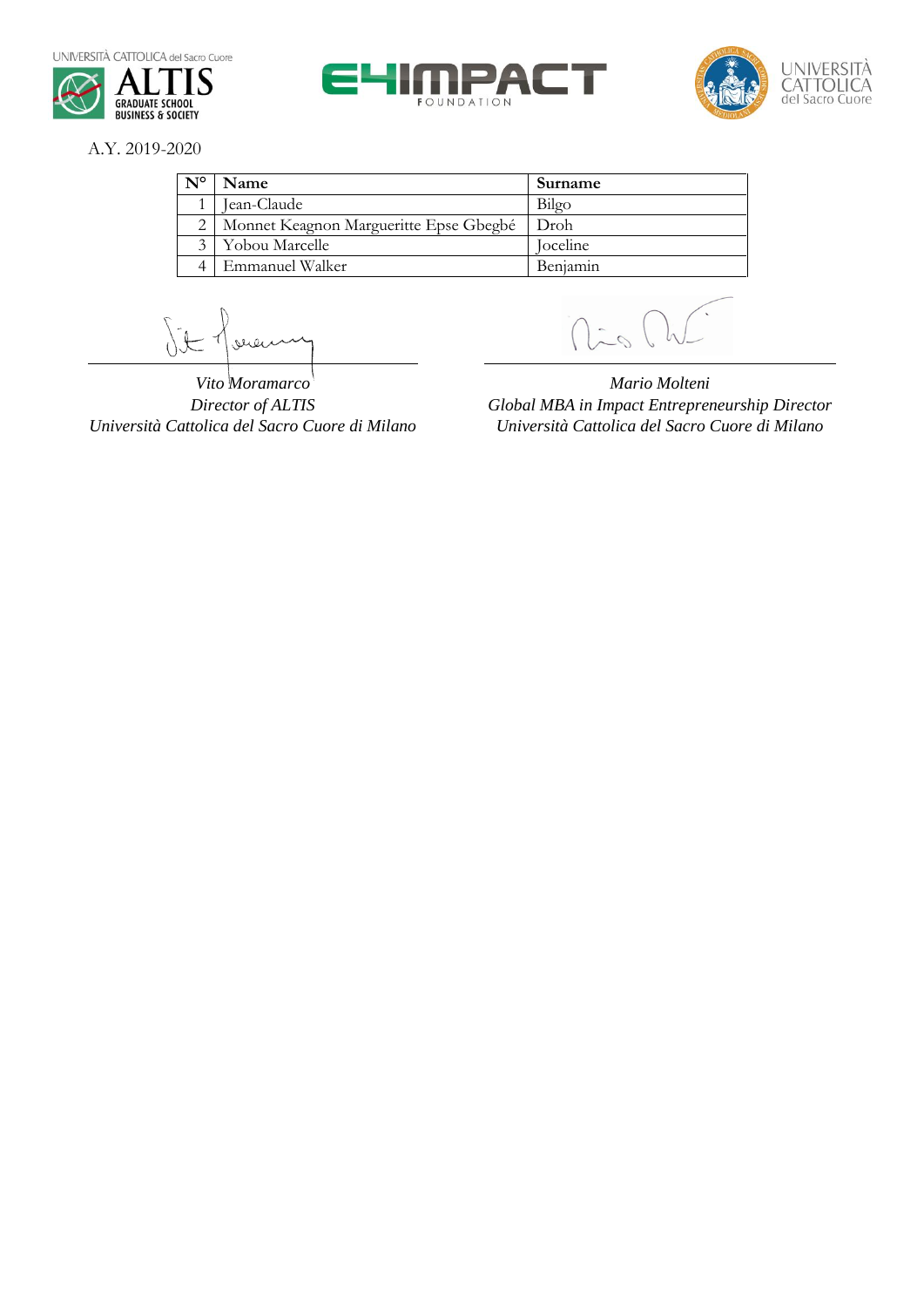A.Y. 2019-2020

| N° | Name | Surname |
|---|---|---|
| 1 | Jean-Claude | Bilgo |
| 2 | Monnet Keagnon Margueritte Epse Gbegbé | Droh |
| 3 | Yobou Marcelle | Joceline |
| 4 | Emmanuel Walker | Benjamin |

*Vito Moramarco*
*Director of ALTIS*
*Università Cattolica del Sacro Cuore di Milano*

*Mario Molteni*
*Global MBA in Impact Entrepreneurship Director*
*Università Cattolica del Sacro Cuore di Milano*